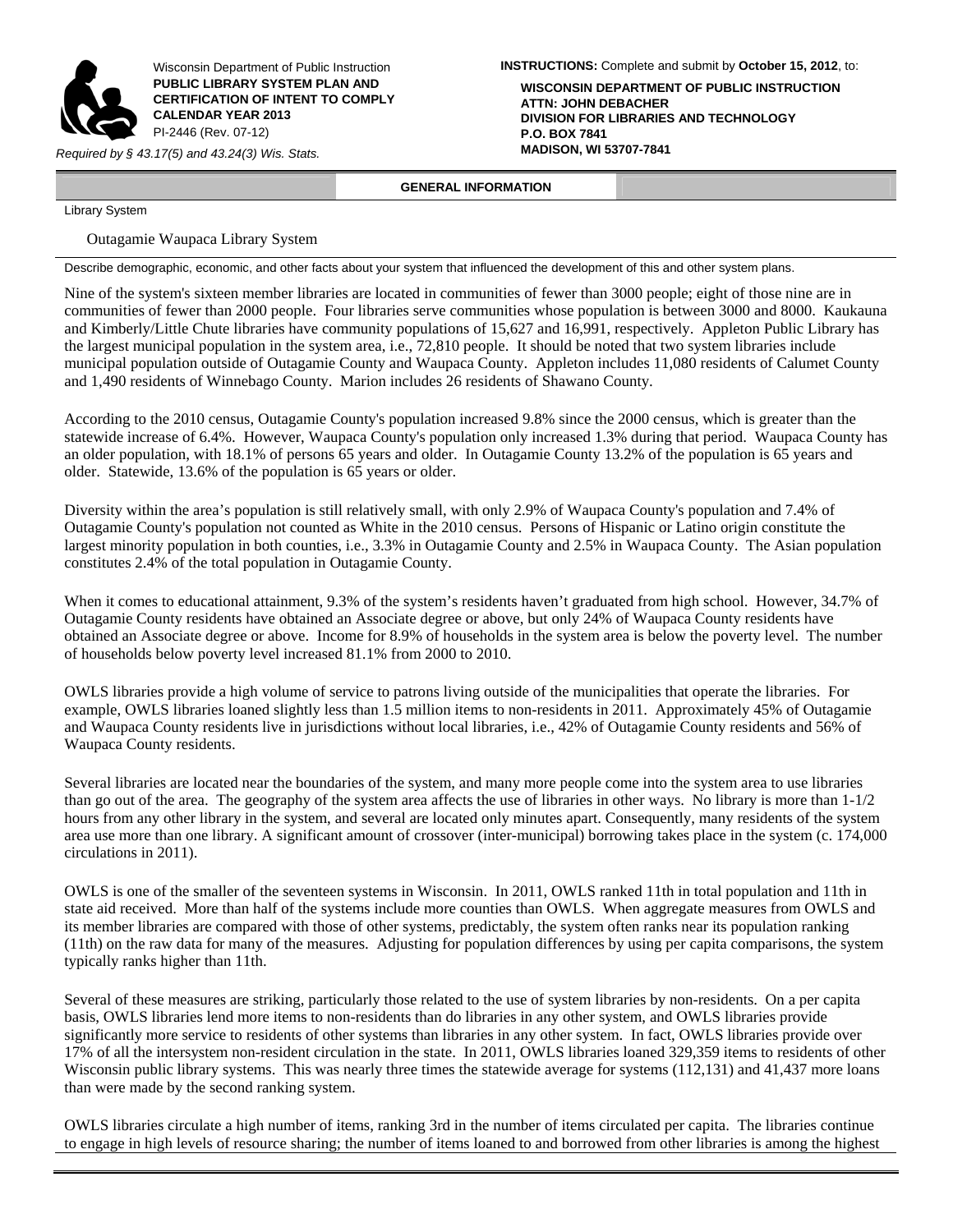Wisconsin Department of Public Instruction
**PUBLIC LIBRARY SYSTEM PLAN AND CERTIFICATION OF INTENT TO COMPLY CALENDAR YEAR 2013**
PI-2446 (Rev. 07-12)

*Required by § 43.17(5) and 43.24(3) Wis. Stats.*

**INSTRUCTIONS:** Complete and submit by **October 15, 2012**, to:

**WISCONSIN DEPARTMENT OF PUBLIC INSTRUCTION**
**ATTN: JOHN DEBACHER**
**DIVISION FOR LIBRARIES AND TECHNOLOGY**
**P.O. BOX 7841**
**MADISON, WI 53707-7841**

## GENERAL INFORMATION

Library System

Outagamie Waupaca Library System

Describe demographic, economic, and other facts about your system that influenced the development of this and other system plans.

Nine of the system's sixteen member libraries are located in communities of fewer than 3000 people; eight of those nine are in communities of fewer than 2000 people. Four libraries serve communities whose population is between 3000 and 8000. Kaukauna and Kimberly/Little Chute libraries have community populations of 15,627 and 16,991, respectively. Appleton Public Library has the largest municipal population in the system area, i.e., 72,810 people. It should be noted that two system libraries include municipal population outside of Outagamie County and Waupaca County. Appleton includes 11,080 residents of Calumet County and 1,490 residents of Winnebago County. Marion includes 26 residents of Shawano County.

According to the 2010 census, Outagamie County's population increased 9.8% since the 2000 census, which is greater than the statewide increase of 6.4%. However, Waupaca County's population only increased 1.3% during that period. Waupaca County has an older population, with 18.1% of persons 65 years and older. In Outagamie County 13.2% of the population is 65 years and older. Statewide, 13.6% of the population is 65 years or older.

Diversity within the area's population is still relatively small, with only 2.9% of Waupaca County's population and 7.4% of Outagamie County's population not counted as White in the 2010 census. Persons of Hispanic or Latino origin constitute the largest minority population in both counties, i.e., 3.3% in Outagamie County and 2.5% in Waupaca County. The Asian population constitutes 2.4% of the total population in Outagamie County.

When it comes to educational attainment, 9.3% of the system's residents haven't graduated from high school. However, 34.7% of Outagamie County residents have obtained an Associate degree or above, but only 24% of Waupaca County residents have obtained an Associate degree or above. Income for 8.9% of households in the system area is below the poverty level. The number of households below poverty level increased 81.1% from 2000 to 2010.

OWLS libraries provide a high volume of service to patrons living outside of the municipalities that operate the libraries. For example, OWLS libraries loaned slightly less than 1.5 million items to non-residents in 2011. Approximately 45% of Outagamie and Waupaca County residents live in jurisdictions without local libraries, i.e., 42% of Outagamie County residents and 56% of Waupaca County residents.

Several libraries are located near the boundaries of the system, and many more people come into the system area to use libraries than go out of the area. The geography of the system area affects the use of libraries in other ways. No library is more than 1-1/2 hours from any other library in the system, and several are located only minutes apart. Consequently, many residents of the system area use more than one library. A significant amount of crossover (inter-municipal) borrowing takes place in the system (c. 174,000 circulations in 2011).

OWLS is one of the smaller of the seventeen systems in Wisconsin. In 2011, OWLS ranked 11th in total population and 11th in state aid received. More than half of the systems include more counties than OWLS. When aggregate measures from OWLS and its member libraries are compared with those of other systems, predictably, the system often ranks near its population ranking (11th) on the raw data for many of the measures. Adjusting for population differences by using per capita comparisons, the system typically ranks higher than 11th.

Several of these measures are striking, particularly those related to the use of system libraries by non-residents. On a per capita basis, OWLS libraries lend more items to non-residents than do libraries in any other system, and OWLS libraries provide significantly more service to residents of other systems than libraries in any other system. In fact, OWLS libraries provide over 17% of all the intersystem non-resident circulation in the state. In 2011, OWLS libraries loaned 329,359 items to residents of other Wisconsin public library systems. This was nearly three times the statewide average for systems (112,131) and 41,437 more loans than were made by the second ranking system.

OWLS libraries circulate a high number of items, ranking 3rd in the number of items circulated per capita. The libraries continue to engage in high levels of resource sharing; the number of items loaned to and borrowed from other libraries is among the highest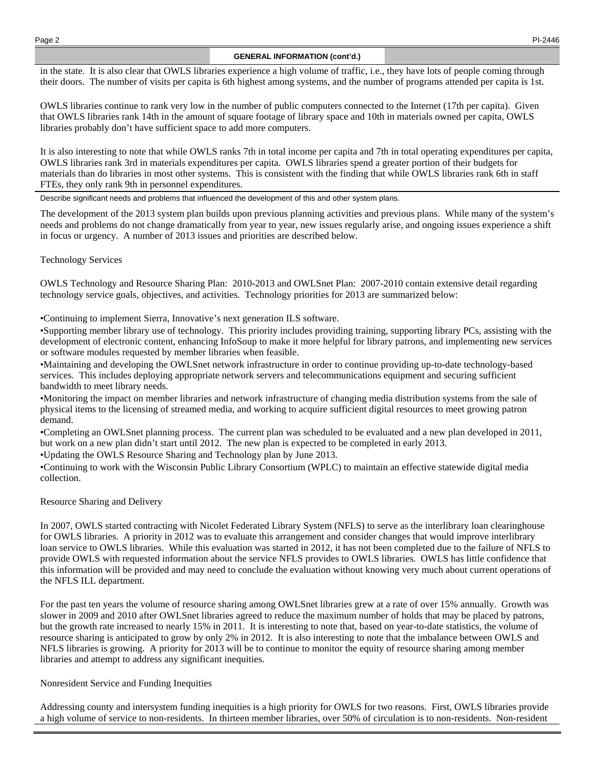## GENERAL INFORMATION (cont'd.)

in the state. It is also clear that OWLS libraries experience a high volume of traffic, i.e., they have lots of people coming through their doors. The number of visits per capita is 6th highest among systems, and the number of programs attended per capita is 1st.

OWLS libraries continue to rank very low in the number of public computers connected to the Internet (17th per capita). Given that OWLS libraries rank 14th in the amount of square footage of library space and 10th in materials owned per capita, OWLS libraries probably don't have sufficient space to add more computers.

It is also interesting to note that while OWLS ranks 7th in total income per capita and 7th in total operating expenditures per capita, OWLS libraries rank 3rd in materials expenditures per capita. OWLS libraries spend a greater portion of their budgets for materials than do libraries in most other systems. This is consistent with the finding that while OWLS libraries rank 6th in staff FTEs, they only rank 9th in personnel expenditures.

Describe significant needs and problems that influenced the development of this and other system plans.

The development of the 2013 system plan builds upon previous planning activities and previous plans. While many of the system's needs and problems do not change dramatically from year to year, new issues regularly arise, and ongoing issues experience a shift in focus or urgency. A number of 2013 issues and priorities are described below.

Technology Services

OWLS Technology and Resource Sharing Plan: 2010-2013 and OWLSnet Plan: 2007-2010 contain extensive detail regarding technology service goals, objectives, and activities. Technology priorities for 2013 are summarized below:

- Continuing to implement Sierra, Innovative's next generation ILS software.
- Supporting member library use of technology. This priority includes providing training, supporting library PCs, assisting with the development of electronic content, enhancing InfoSoup to make it more helpful for library patrons, and implementing new services or software modules requested by member libraries when feasible.
- Maintaining and developing the OWLSnet network infrastructure in order to continue providing up-to-date technology-based services. This includes deploying appropriate network servers and telecommunications equipment and securing sufficient bandwidth to meet library needs.
- Monitoring the impact on member libraries and network infrastructure of changing media distribution systems from the sale of physical items to the licensing of streamed media, and working to acquire sufficient digital resources to meet growing patron demand.
- Completing an OWLSnet planning process. The current plan was scheduled to be evaluated and a new plan developed in 2011, but work on a new plan didn't start until 2012. The new plan is expected to be completed in early 2013.
- Updating the OWLS Resource Sharing and Technology plan by June 2013.
- Continuing to work with the Wisconsin Public Library Consortium (WPLC) to maintain an effective statewide digital media collection.

Resource Sharing and Delivery

In 2007, OWLS started contracting with Nicolet Federated Library System (NFLS) to serve as the interlibrary loan clearinghouse for OWLS libraries. A priority in 2012 was to evaluate this arrangement and consider changes that would improve interlibrary loan service to OWLS libraries. While this evaluation was started in 2012, it has not been completed due to the failure of NFLS to provide OWLS with requested information about the service NFLS provides to OWLS libraries. OWLS has little confidence that this information will be provided and may need to conclude the evaluation without knowing very much about current operations of the NFLS ILL department.

For the past ten years the volume of resource sharing among OWLSnet libraries grew at a rate of over 15% annually. Growth was slower in 2009 and 2010 after OWLSnet libraries agreed to reduce the maximum number of holds that may be placed by patrons, but the growth rate increased to nearly 15% in 2011. It is interesting to note that, based on year-to-date statistics, the volume of resource sharing is anticipated to grow by only 2% in 2012. It is also interesting to note that the imbalance between OWLS and NFLS libraries is growing. A priority for 2013 will be to continue to monitor the equity of resource sharing among member libraries and attempt to address any significant inequities.

Nonresident Service and Funding Inequities

Addressing county and intersystem funding inequities is a high priority for OWLS for two reasons. First, OWLS libraries provide a high volume of service to non-residents. In thirteen member libraries, over 50% of circulation is to non-residents. Non-resident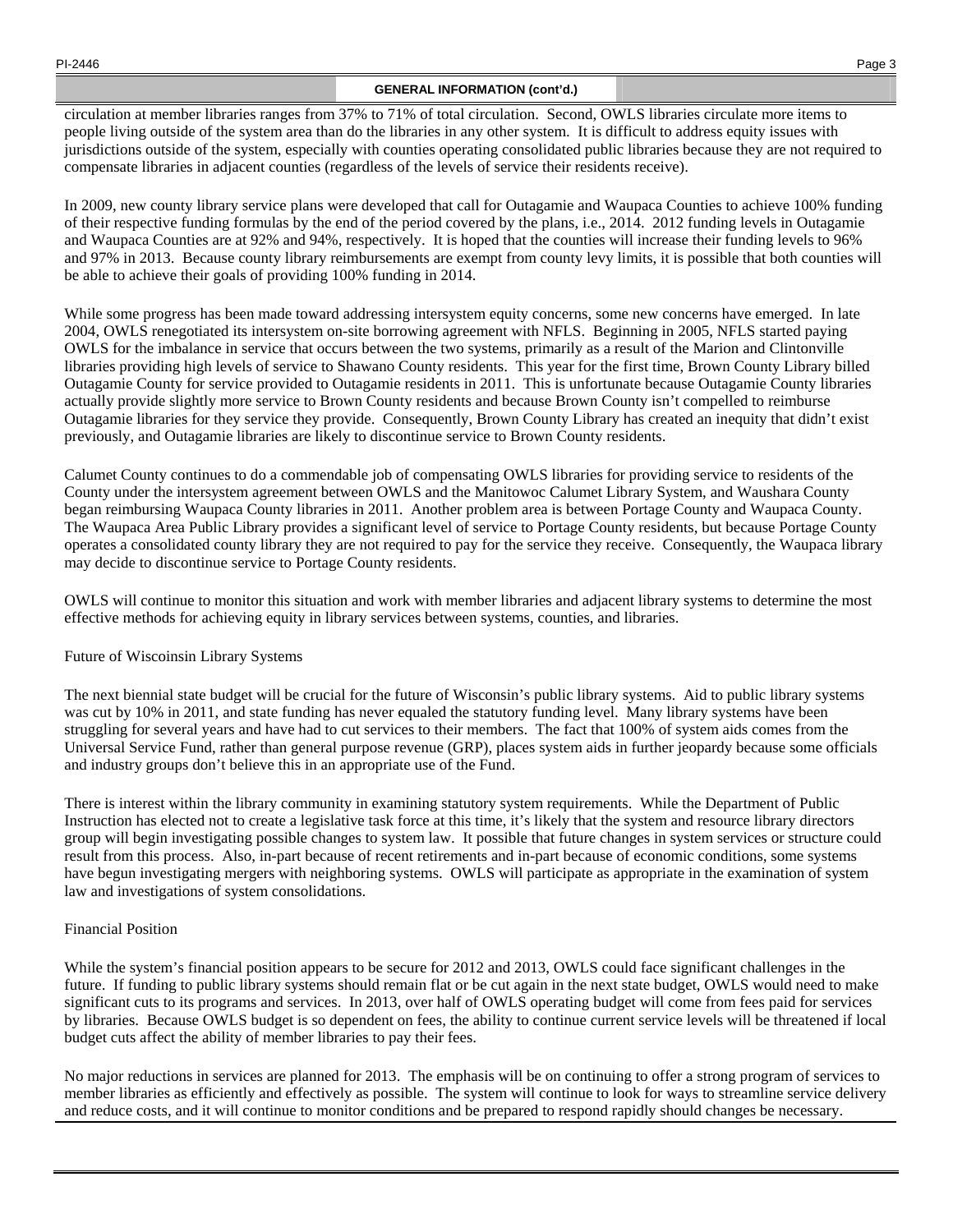## GENERAL INFORMATION (cont'd.)

circulation at member libraries ranges from 37% to 71% of total circulation. Second, OWLS libraries circulate more items to people living outside of the system area than do the libraries in any other system. It is difficult to address equity issues with jurisdictions outside of the system, especially with counties operating consolidated public libraries because they are not required to compensate libraries in adjacent counties (regardless of the levels of service their residents receive).

In 2009, new county library service plans were developed that call for Outagamie and Waupaca Counties to achieve 100% funding of their respective funding formulas by the end of the period covered by the plans, i.e., 2014. 2012 funding levels in Outagamie and Waupaca Counties are at 92% and 94%, respectively. It is hoped that the counties will increase their funding levels to 96% and 97% in 2013. Because county library reimbursements are exempt from county levy limits, it is possible that both counties will be able to achieve their goals of providing 100% funding in 2014.

While some progress has been made toward addressing intersystem equity concerns, some new concerns have emerged. In late 2004, OWLS renegotiated its intersystem on-site borrowing agreement with NFLS. Beginning in 2005, NFLS started paying OWLS for the imbalance in service that occurs between the two systems, primarily as a result of the Marion and Clintonville libraries providing high levels of service to Shawano County residents. This year for the first time, Brown County Library billed Outagamie County for service provided to Outagamie residents in 2011. This is unfortunate because Outagamie County libraries actually provide slightly more service to Brown County residents and because Brown County isn't compelled to reimburse Outagamie libraries for they service they provide. Consequently, Brown County Library has created an inequity that didn't exist previously, and Outagamie libraries are likely to discontinue service to Brown County residents.

Calumet County continues to do a commendable job of compensating OWLS libraries for providing service to residents of the County under the intersystem agreement between OWLS and the Manitowoc Calumet Library System, and Waushara County began reimbursing Waupaca County libraries in 2011. Another problem area is between Portage County and Waupaca County. The Waupaca Area Public Library provides a significant level of service to Portage County residents, but because Portage County operates a consolidated county library they are not required to pay for the service they receive. Consequently, the Waupaca library may decide to discontinue service to Portage County residents.

OWLS will continue to monitor this situation and work with member libraries and adjacent library systems to determine the most effective methods for achieving equity in library services between systems, counties, and libraries.

Future of Wiscoinsin Library Systems

The next biennial state budget will be crucial for the future of Wisconsin's public library systems. Aid to public library systems was cut by 10% in 2011, and state funding has never equaled the statutory funding level. Many library systems have been struggling for several years and have had to cut services to their members. The fact that 100% of system aids comes from the Universal Service Fund, rather than general purpose revenue (GRP), places system aids in further jeopardy because some officials and industry groups don't believe this in an appropriate use of the Fund.

There is interest within the library community in examining statutory system requirements. While the Department of Public Instruction has elected not to create a legislative task force at this time, it's likely that the system and resource library directors group will begin investigating possible changes to system law. It possible that future changes in system services or structure could result from this process. Also, in-part because of recent retirements and in-part because of economic conditions, some systems have begun investigating mergers with neighboring systems. OWLS will participate as appropriate in the examination of system law and investigations of system consolidations.

Financial Position

While the system's financial position appears to be secure for 2012 and 2013, OWLS could face significant challenges in the future. If funding to public library systems should remain flat or be cut again in the next state budget, OWLS would need to make significant cuts to its programs and services. In 2013, over half of OWLS operating budget will come from fees paid for services by libraries. Because OWLS budget is so dependent on fees, the ability to continue current service levels will be threatened if local budget cuts affect the ability of member libraries to pay their fees.

No major reductions in services are planned for 2013. The emphasis will be on continuing to offer a strong program of services to member libraries as efficiently and effectively as possible. The system will continue to look for ways to streamline service delivery and reduce costs, and it will continue to monitor conditions and be prepared to respond rapidly should changes be necessary.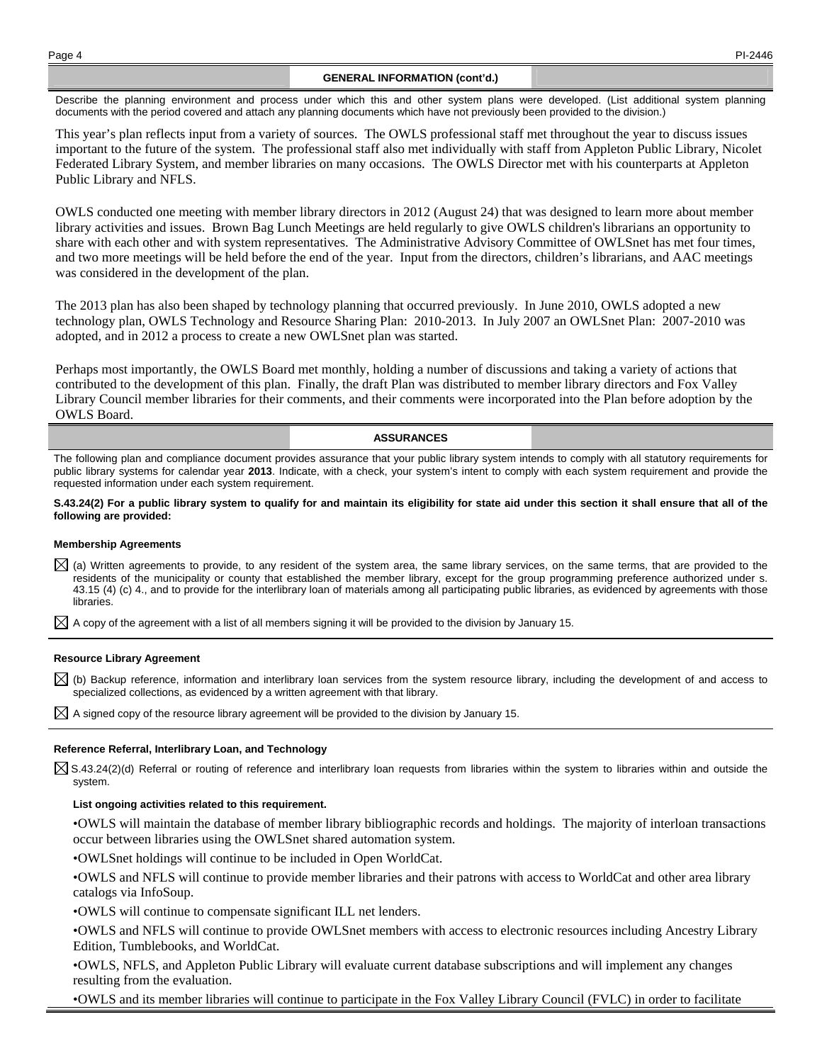## GENERAL INFORMATION (cont'd.)

Describe the planning environment and process under which this and other system plans were developed. (List additional system planning documents with the period covered and attach any planning documents which have not previously been provided to the division.)

This year's plan reflects input from a variety of sources. The OWLS professional staff met throughout the year to discuss issues important to the future of the system. The professional staff also met individually with staff from Appleton Public Library, Nicolet Federated Library System, and member libraries on many occasions. The OWLS Director met with his counterparts at Appleton Public Library and NFLS.

OWLS conducted one meeting with member library directors in 2012 (August 24) that was designed to learn more about member library activities and issues. Brown Bag Lunch Meetings are held regularly to give OWLS children's librarians an opportunity to share with each other and with system representatives. The Administrative Advisory Committee of OWLSnet has met four times, and two more meetings will be held before the end of the year. Input from the directors, children's librarians, and AAC meetings was considered in the development of the plan.

The 2013 plan has also been shaped by technology planning that occurred previously. In June 2010, OWLS adopted a new technology plan, OWLS Technology and Resource Sharing Plan: 2010-2013. In July 2007 an OWLSnet Plan: 2007-2010 was adopted, and in 2012 a process to create a new OWLSnet plan was started.

Perhaps most importantly, the OWLS Board met monthly, holding a number of discussions and taking a variety of actions that contributed to the development of this plan. Finally, the draft Plan was distributed to member library directors and Fox Valley Library Council member libraries for their comments, and their comments were incorporated into the Plan before adoption by the OWLS Board.

## ASSURANCES

The following plan and compliance document provides assurance that your public library system intends to comply with all statutory requirements for public library systems for calendar year **2013**. Indicate, with a check, your system's intent to comply with each system requirement and provide the requested information under each system requirement.

**S.43.24(2) For a public library system to qualify for and maintain its eligibility for state aid under this section it shall ensure that all of the following are provided:**

### Membership Agreements

☒ (a) Written agreements to provide, to any resident of the system area, the same library services, on the same terms, that are provided to the residents of the municipality or county that established the member library, except for the group programming preference authorized under s. 43.15 (4) (c) 4., and to provide for the interlibrary loan of materials among all participating public libraries, as evidenced by agreements with those libraries.

☒ A copy of the agreement with a list of all members signing it will be provided to the division by January 15.

### Resource Library Agreement

☒ (b) Backup reference, information and interlibrary loan services from the system resource library, including the development of and access to specialized collections, as evidenced by a written agreement with that library.

☒ A signed copy of the resource library agreement will be provided to the division by January 15.

### Reference Referral, Interlibrary Loan, and Technology

☒ S.43.24(2)(d) Referral or routing of reference and interlibrary loan requests from libraries within the system to libraries within and outside the system.

**List ongoing activities related to this requirement.**

•OWLS will maintain the database of member library bibliographic records and holdings. The majority of interloan transactions occur between libraries using the OWLSnet shared automation system.

•OWLSnet holdings will continue to be included in Open WorldCat.

•OWLS and NFLS will continue to provide member libraries and their patrons with access to WorldCat and other area library catalogs via InfoSoup.

•OWLS will continue to compensate significant ILL net lenders.

•OWLS and NFLS will continue to provide OWLSnet members with access to electronic resources including Ancestry Library Edition, Tumblebooks, and WorldCat.

•OWLS, NFLS, and Appleton Public Library will evaluate current database subscriptions and will implement any changes resulting from the evaluation.

•OWLS and its member libraries will continue to participate in the Fox Valley Library Council (FVLC) in order to facilitate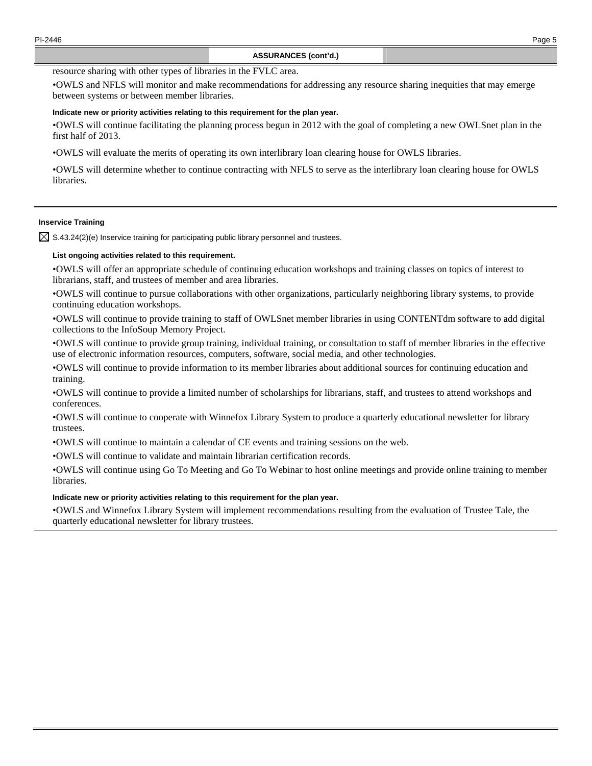## ASSURANCES (cont'd.)

resource sharing with other types of libraries in the FVLC area.

•OWLS and NFLS will monitor and make recommendations for addressing any resource sharing inequities that may emerge between systems or between member libraries.

**Indicate new or priority activities relating to this requirement for the plan year.**

•OWLS will continue facilitating the planning process begun in 2012 with the goal of completing a new OWLSnet plan in the first half of 2013.

•OWLS will evaluate the merits of operating its own interlibrary loan clearing house for OWLS libraries.

•OWLS will determine whether to continue contracting with NFLS to serve as the interlibrary loan clearing house for OWLS libraries.

---

### Inservice Training

☒ S.43.24(2)(e) Inservice training for participating public library personnel and trustees.

**List ongoing activities related to this requirement.**

•OWLS will offer an appropriate schedule of continuing education workshops and training classes on topics of interest to librarians, staff, and trustees of member and area libraries.

•OWLS will continue to pursue collaborations with other organizations, particularly neighboring library systems, to provide continuing education workshops.

•OWLS will continue to provide training to staff of OWLSnet member libraries in using CONTENTdm software to add digital collections to the InfoSoup Memory Project.

•OWLS will continue to provide group training, individual training, or consultation to staff of member libraries in the effective use of electronic information resources, computers, software, social media, and other technologies.

•OWLS will continue to provide information to its member libraries about additional sources for continuing education and training.

•OWLS will continue to provide a limited number of scholarships for librarians, staff, and trustees to attend workshops and conferences.

•OWLS will continue to cooperate with Winnefox Library System to produce a quarterly educational newsletter for library trustees.

•OWLS will continue to maintain a calendar of CE events and training sessions on the web.

•OWLS will continue to validate and maintain librarian certification records.

•OWLS will continue using Go To Meeting and Go To Webinar to host online meetings and provide online training to member libraries.

**Indicate new or priority activities relating to this requirement for the plan year.**

•OWLS and Winnefox Library System will implement recommendations resulting from the evaluation of Trustee Tale, the quarterly educational newsletter for library trustees.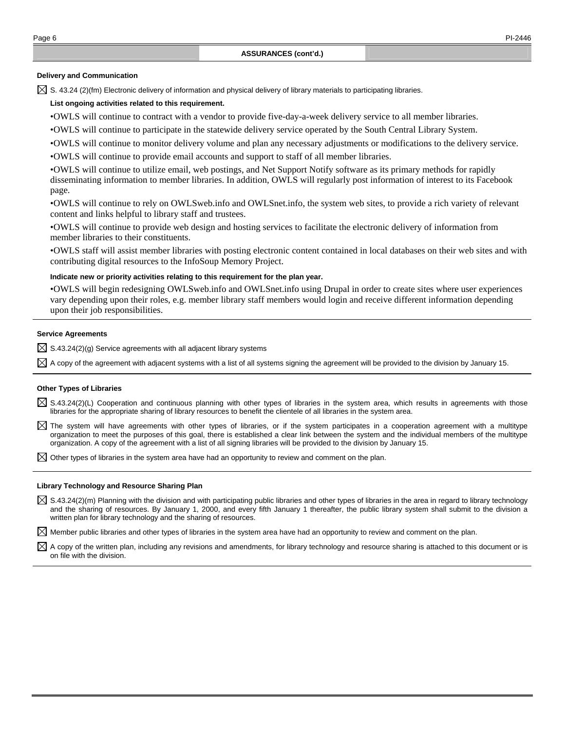## ASSURANCES (cont'd.)

### Delivery and Communication

☒ S. 43.24 (2)(fm) Electronic delivery of information and physical delivery of library materials to participating libraries.

**List ongoing activities related to this requirement.**

•OWLS will continue to contract with a vendor to provide five-day-a-week delivery service to all member libraries.

•OWLS will continue to participate in the statewide delivery service operated by the South Central Library System.

•OWLS will continue to monitor delivery volume and plan any necessary adjustments or modifications to the delivery service.

•OWLS will continue to provide email accounts and support to staff of all member libraries.

•OWLS will continue to utilize email, web postings, and Net Support Notify software as its primary methods for rapidly disseminating information to member libraries. In addition, OWLS will regularly post information of interest to its Facebook page.

•OWLS will continue to rely on OWLSweb.info and OWLSnet.info, the system web sites, to provide a rich variety of relevant content and links helpful to library staff and trustees.

•OWLS will continue to provide web design and hosting services to facilitate the electronic delivery of information from member libraries to their constituents.

•OWLS staff will assist member libraries with posting electronic content contained in local databases on their web sites and with contributing digital resources to the InfoSoup Memory Project.

**Indicate new or priority activities relating to this requirement for the plan year.**

•OWLS will begin redesigning OWLSweb.info and OWLSnet.info using Drupal in order to create sites where user experiences vary depending upon their roles, e.g. member library staff members would login and receive different information depending upon their job responsibilities.

### Service Agreements

☒ S.43.24(2)(g) Service agreements with all adjacent library systems

☒ A copy of the agreement with adjacent systems with a list of all systems signing the agreement will be provided to the division by January 15.

### Other Types of Libraries

☒ S.43.24(2)(L) Cooperation and continuous planning with other types of libraries in the system area, which results in agreements with those libraries for the appropriate sharing of library resources to benefit the clientele of all libraries in the system area.

☒ The system will have agreements with other types of libraries, or if the system participates in a cooperation agreement with a multitype organization to meet the purposes of this goal, there is established a clear link between the system and the individual members of the multitype organization. A copy of the agreement with a list of all signing libraries will be provided to the division by January 15.

☒ Other types of libraries in the system area have had an opportunity to review and comment on the plan.

### Library Technology and Resource Sharing Plan

☒ S.43.24(2)(m) Planning with the division and with participating public libraries and other types of libraries in the area in regard to library technology and the sharing of resources. By January 1, 2000, and every fifth January 1 thereafter, the public library system shall submit to the division a written plan for library technology and the sharing of resources.

☒ Member public libraries and other types of libraries in the system area have had an opportunity to review and comment on the plan.

☒ A copy of the written plan, including any revisions and amendments, for library technology and resource sharing is attached to this document or is on file with the division.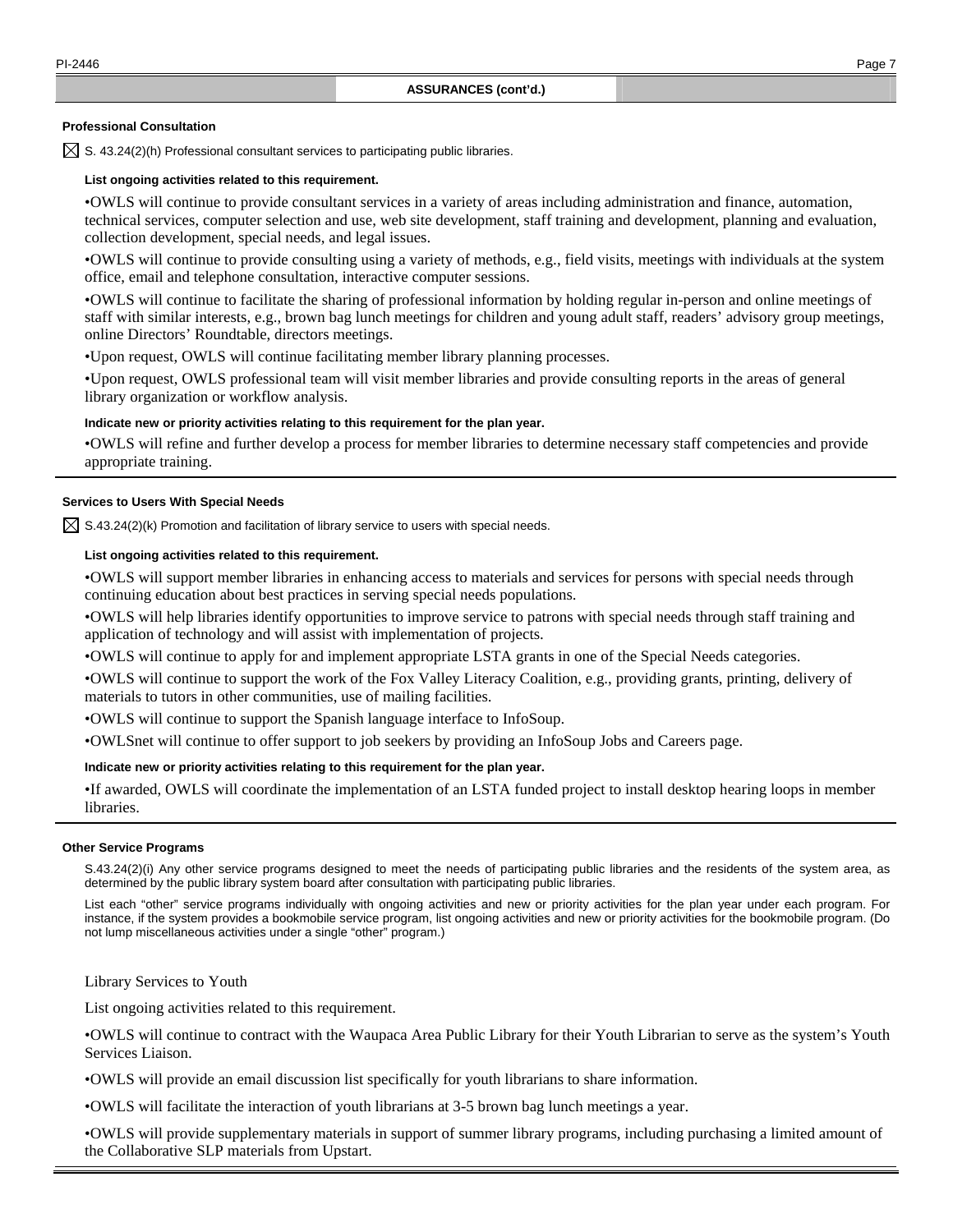## ASSURANCES (cont'd.)

### Professional Consultation

☒ S. 43.24(2)(h) Professional consultant services to participating public libraries.

**List ongoing activities related to this requirement.**

•OWLS will continue to provide consultant services in a variety of areas including administration and finance, automation, technical services, computer selection and use, web site development, staff training and development, planning and evaluation, collection development, special needs, and legal issues.

•OWLS will continue to provide consulting using a variety of methods, e.g., field visits, meetings with individuals at the system office, email and telephone consultation, interactive computer sessions.

•OWLS will continue to facilitate the sharing of professional information by holding regular in-person and online meetings of staff with similar interests, e.g., brown bag lunch meetings for children and young adult staff, readers' advisory group meetings, online Directors' Roundtable, directors meetings.

•Upon request, OWLS will continue facilitating member library planning processes.

•Upon request, OWLS professional team will visit member libraries and provide consulting reports in the areas of general library organization or workflow analysis.

**Indicate new or priority activities relating to this requirement for the plan year.**

•OWLS will refine and further develop a process for member libraries to determine necessary staff competencies and provide appropriate training.

### Services to Users With Special Needs

☒ S.43.24(2)(k) Promotion and facilitation of library service to users with special needs.

**List ongoing activities related to this requirement.**

•OWLS will support member libraries in enhancing access to materials and services for persons with special needs through continuing education about best practices in serving special needs populations.

•OWLS will help libraries identify opportunities to improve service to patrons with special needs through staff training and application of technology and will assist with implementation of projects.

•OWLS will continue to apply for and implement appropriate LSTA grants in one of the Special Needs categories.

•OWLS will continue to support the work of the Fox Valley Literacy Coalition, e.g., providing grants, printing, delivery of materials to tutors in other communities, use of mailing facilities.

•OWLS will continue to support the Spanish language interface to InfoSoup.

•OWLSnet will continue to offer support to job seekers by providing an InfoSoup Jobs and Careers page.

**Indicate new or priority activities relating to this requirement for the plan year.**

•If awarded, OWLS will coordinate the implementation of an LSTA funded project to install desktop hearing loops in member libraries.

### Other Service Programs

S.43.24(2)(i) Any other service programs designed to meet the needs of participating public libraries and the residents of the system area, as determined by the public library system board after consultation with participating public libraries.

List each "other" service programs individually with ongoing activities and new or priority activities for the plan year under each program. For instance, if the system provides a bookmobile service program, list ongoing activities and new or priority activities for the bookmobile program. (Do not lump miscellaneous activities under a single "other" program.)

Library Services to Youth

List ongoing activities related to this requirement.

•OWLS will continue to contract with the Waupaca Area Public Library for their Youth Librarian to serve as the system's Youth Services Liaison.

•OWLS will provide an email discussion list specifically for youth librarians to share information.

•OWLS will facilitate the interaction of youth librarians at 3-5 brown bag lunch meetings a year.

•OWLS will provide supplementary materials in support of summer library programs, including purchasing a limited amount of the Collaborative SLP materials from Upstart.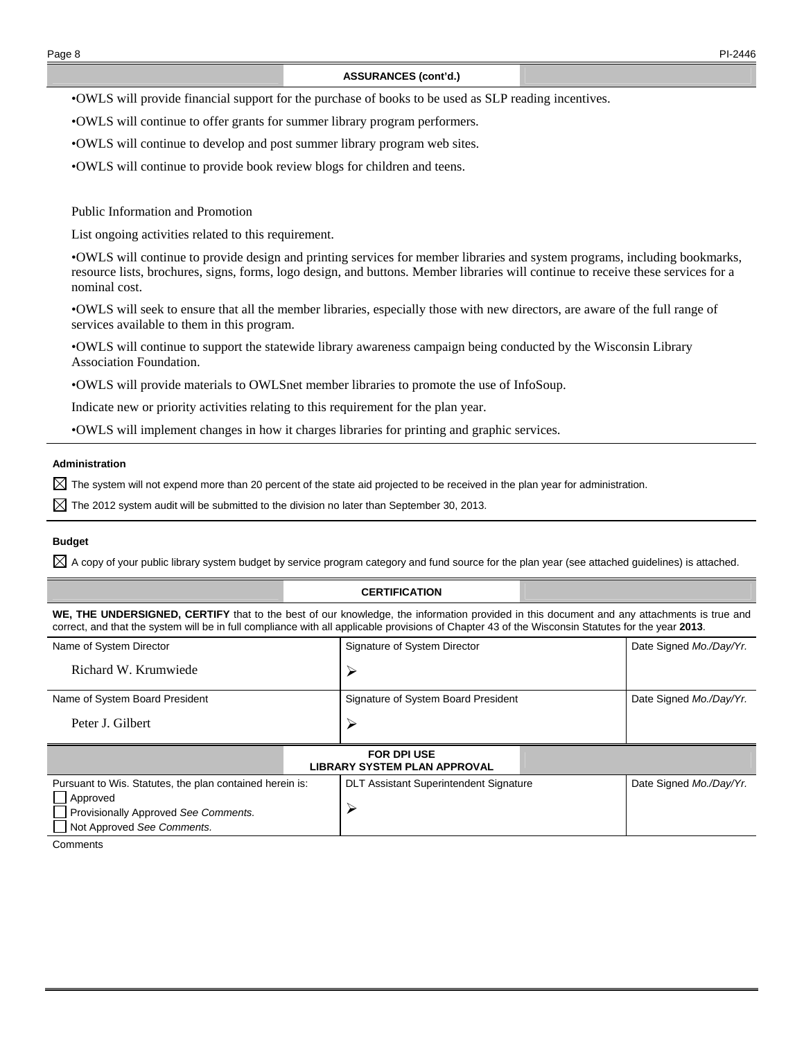## ASSURANCES (cont'd.)

•OWLS will provide financial support for the purchase of books to be used as SLP reading incentives.

•OWLS will continue to offer grants for summer library program performers.

•OWLS will continue to develop and post summer library program web sites.

•OWLS will continue to provide book review blogs for children and teens.

Public Information and Promotion

List ongoing activities related to this requirement.

•OWLS will continue to provide design and printing services for member libraries and system programs, including bookmarks, resource lists, brochures, signs, forms, logo design, and buttons. Member libraries will continue to receive these services for a nominal cost.

•OWLS will seek to ensure that all the member libraries, especially those with new directors, are aware of the full range of services available to them in this program.

•OWLS will continue to support the statewide library awareness campaign being conducted by the Wisconsin Library Association Foundation.

•OWLS will provide materials to OWLSnet member libraries to promote the use of InfoSoup.

Indicate new or priority activities relating to this requirement for the plan year.

•OWLS will implement changes in how it charges libraries for printing and graphic services.

**Administration**

☒ The system will not expend more than 20 percent of the state aid projected to be received in the plan year for administration.

☒ The 2012 system audit will be submitted to the division no later than September 30, 2013.

**Budget**

☒ A copy of your public library system budget by service program category and fund source for the plan year (see attached guidelines) is attached.

## CERTIFICATION

**WE, THE UNDERSIGNED, CERTIFY** that to the best of our knowledge, the information provided in this document and any attachments is true and correct, and that the system will be in full compliance with all applicable provisions of Chapter 43 of the Wisconsin Statutes for the year **2013**.

| Name of System Director | Signature of System Director | Date Signed *Mo./Day/Yr.* |
|---|---|---|
| Richard W. Krumwiede | ➢ | |
| **Name of System Board President** | **Signature of System Board President** | **Date Signed *Mo./Day/Yr.*** |
| Peter J. Gilbert | ➢ | |

## FOR DPI USE
## LIBRARY SYSTEM PLAN APPROVAL

| Pursuant to Wis. Statutes, the plan contained herein is: | DLT Assistant Superintendent Signature | Date Signed *Mo./Day/Yr.* |
|---|---|---|
| ☐ Approved<br>☐ Provisionally Approved *See Comments.*<br>☐ Not Approved *See Comments.* | ➢ | |

Comments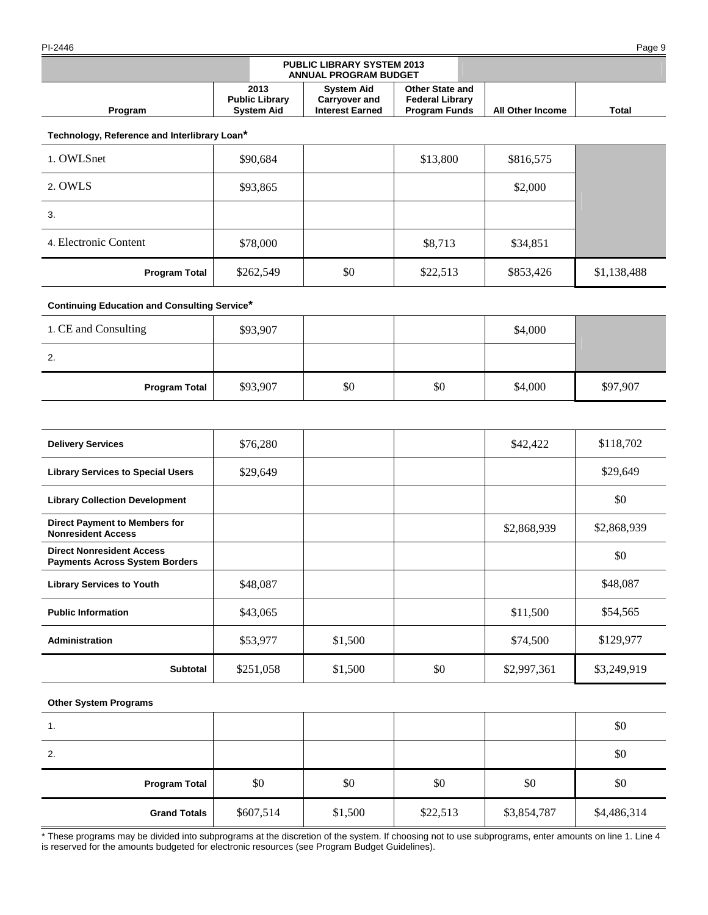## PUBLIC LIBRARY SYSTEM 2013 ANNUAL PROGRAM BUDGET

| Program | 2013 Public Library System Aid | System Aid Carryover and Interest Earned | Other State and Federal Library Program Funds | All Other Income | Total |
|---|---|---|---|---|---|
| **Technology, Reference and Interlibrary Loan*** | | | | | |
| 1. OWLSnet | $90,684 | | $13,800 | $816,575 | |
| 2. OWLS | $93,865 | | | $2,000 | |
| 3. | | | | | |
| 4. Electronic Content | $78,000 | | $8,713 | $34,851 | |
| **Program Total** | $262,549 | $0 | $22,513 | $853,426 | $1,138,488 |
| **Continuing Education and Consulting Service*** | | | | | |
| 1. CE and Consulting | $93,907 | | | $4,000 | |
| 2. | | | | | |
| **Program Total** | $93,907 | $0 | $0 | $4,000 | $97,907 |
| **Delivery Services** | $76,280 | | | $42,422 | $118,702 |
| **Library Services to Special Users** | $29,649 | | | | $29,649 |
| **Library Collection Development** | | | | | $0 |
| **Direct Payment to Members for Nonresident Access** | | | | $2,868,939 | $2,868,939 |
| **Direct Nonresident Access Payments Across System Borders** | | | | | $0 |
| **Library Services to Youth** | $48,087 | | | | $48,087 |
| **Public Information** | $43,065 | | | $11,500 | $54,565 |
| **Administration** | $53,977 | $1,500 | | $74,500 | $129,977 |
| **Subtotal** | $251,058 | $1,500 | $0 | $2,997,361 | $3,249,919 |
| **Other System Programs** | | | | | |
| 1. | | | | | $0 |
| 2. | | | | | $0 |
| **Program Total** | $0 | $0 | $0 | $0 | $0 |
| **Grand Totals** | $607,514 | $1,500 | $22,513 | $3,854,787 | $4,486,314 |

* These programs may be divided into subprograms at the discretion of the system. If choosing not to use subprograms, enter amounts on line 1. Line 4 is reserved for the amounts budgeted for electronic resources (see Program Budget Guidelines).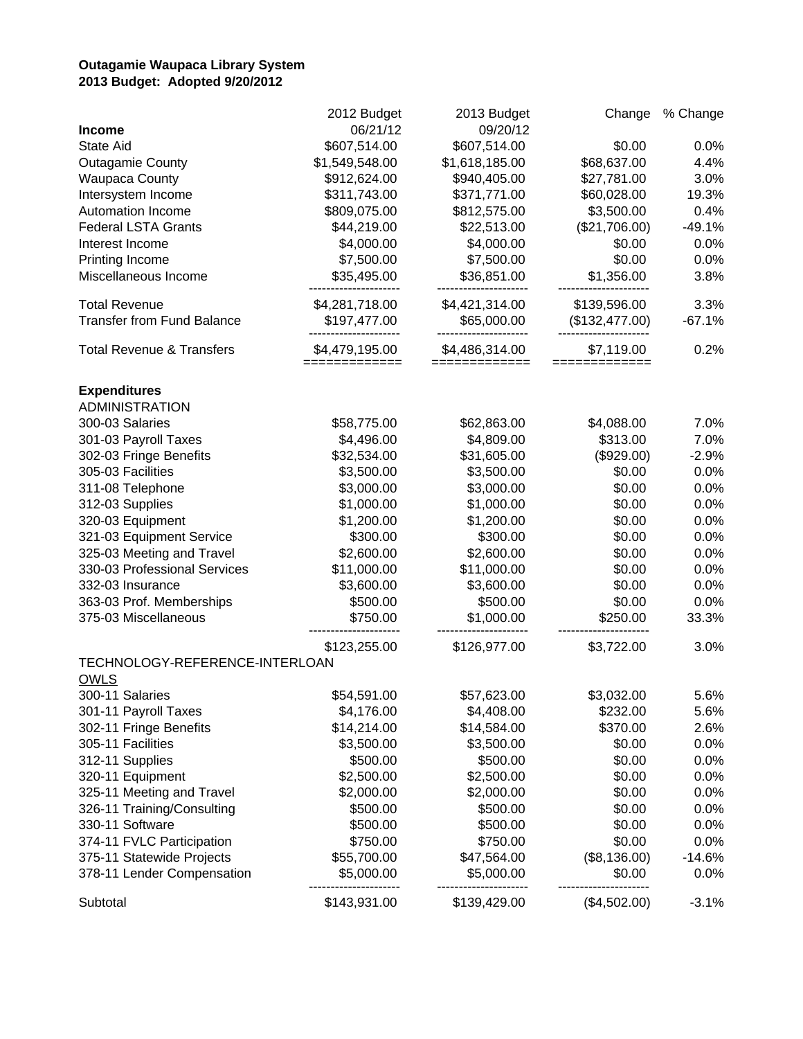**Outagamie Waupaca Library System**
**2013 Budget: Adopted 9/20/2012**

| | 2012 Budget 06/21/12 | 2013 Budget 09/20/12 | Change | % Change |
|---|---|---|---|---|
| **Income** | | | | |
| State Aid | $607,514.00 | $607,514.00 | $0.00 | 0.0% |
| Outagamie County | $1,549,548.00 | $1,618,185.00 | $68,637.00 | 4.4% |
| Waupaca County | $912,624.00 | $940,405.00 | $27,781.00 | 3.0% |
| Intersystem Income | $311,743.00 | $371,771.00 | $60,028.00 | 19.3% |
| Automation Income | $809,075.00 | $812,575.00 | $3,500.00 | 0.4% |
| Federal LSTA Grants | $44,219.00 | $22,513.00 | ($21,706.00) | -49.1% |
| Interest Income | $4,000.00 | $4,000.00 | $0.00 | 0.0% |
| Printing Income | $7,500.00 | $7,500.00 | $0.00 | 0.0% |
| Miscellaneous Income | $35,495.00 | $36,851.00 | $1,356.00 | 3.8% |
| Total Revenue | $4,281,718.00 | $4,421,314.00 | $139,596.00 | 3.3% |
| Transfer from Fund Balance | $197,477.00 | $65,000.00 | ($132,477.00) | -67.1% |
| Total Revenue & Transfers | $4,479,195.00 | $4,486,314.00 | $7,119.00 | 0.2% |
| **Expenditures** | | | | |
| ADMINISTRATION | | | | |
| 300-03 Salaries | $58,775.00 | $62,863.00 | $4,088.00 | 7.0% |
| 301-03 Payroll Taxes | $4,496.00 | $4,809.00 | $313.00 | 7.0% |
| 302-03 Fringe Benefits | $32,534.00 | $31,605.00 | ($929.00) | -2.9% |
| 305-03 Facilities | $3,500.00 | $3,500.00 | $0.00 | 0.0% |
| 311-08 Telephone | $3,000.00 | $3,000.00 | $0.00 | 0.0% |
| 312-03 Supplies | $1,000.00 | $1,000.00 | $0.00 | 0.0% |
| 320-03 Equipment | $1,200.00 | $1,200.00 | $0.00 | 0.0% |
| 321-03 Equipment Service | $300.00 | $300.00 | $0.00 | 0.0% |
| 325-03 Meeting and Travel | $2,600.00 | $2,600.00 | $0.00 | 0.0% |
| 330-03 Professional Services | $11,000.00 | $11,000.00 | $0.00 | 0.0% |
| 332-03 Insurance | $3,600.00 | $3,600.00 | $0.00 | 0.0% |
| 363-03 Prof. Memberships | $500.00 | $500.00 | $0.00 | 0.0% |
| 375-03 Miscellaneous | $750.00 | $1,000.00 | $250.00 | 33.3% |
| | $123,255.00 | $126,977.00 | $3,722.00 | 3.0% |
| TECHNOLOGY-REFERENCE-INTERLOAN | | | | |
| OWLS | | | | |
| 300-11 Salaries | $54,591.00 | $57,623.00 | $3,032.00 | 5.6% |
| 301-11 Payroll Taxes | $4,176.00 | $4,408.00 | $232.00 | 5.6% |
| 302-11 Fringe Benefits | $14,214.00 | $14,584.00 | $370.00 | 2.6% |
| 305-11 Facilities | $3,500.00 | $3,500.00 | $0.00 | 0.0% |
| 312-11 Supplies | $500.00 | $500.00 | $0.00 | 0.0% |
| 320-11 Equipment | $2,500.00 | $2,500.00 | $0.00 | 0.0% |
| 325-11 Meeting and Travel | $2,000.00 | $2,000.00 | $0.00 | 0.0% |
| 326-11 Training/Consulting | $500.00 | $500.00 | $0.00 | 0.0% |
| 330-11 Software | $500.00 | $500.00 | $0.00 | 0.0% |
| 374-11 FVLC Participation | $750.00 | $750.00 | $0.00 | 0.0% |
| 375-11 Statewide Projects | $55,700.00 | $47,564.00 | ($8,136.00) | -14.6% |
| 378-11 Lender Compensation | $5,000.00 | $5,000.00 | $0.00 | 0.0% |
| Subtotal | $143,931.00 | $139,429.00 | ($4,502.00) | -3.1% |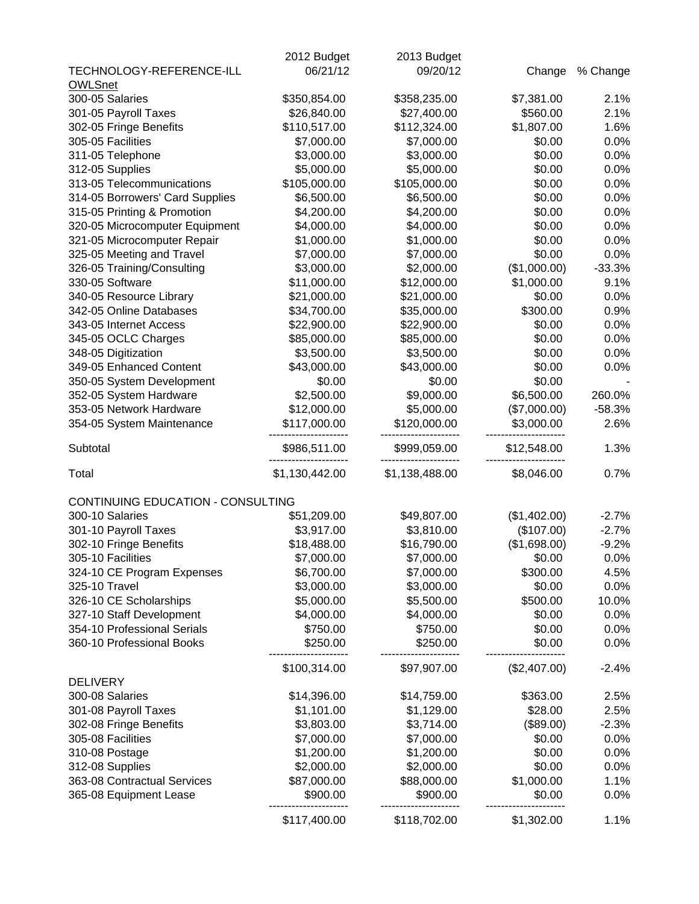| | 2012 Budget | 2013 Budget | | |
|---|---|---|---|---|
| TECHNOLOGY-REFERENCE-ILL | 06/21/12 | 09/20/12 | Change | % Change |
| OWLSnet | | | | |
| 300-05 Salaries | $350,854.00 | $358,235.00 | $7,381.00 | 2.1% |
| 301-05 Payroll Taxes | $26,840.00 | $27,400.00 | $560.00 | 2.1% |
| 302-05 Fringe Benefits | $110,517.00 | $112,324.00 | $1,807.00 | 1.6% |
| 305-05 Facilities | $7,000.00 | $7,000.00 | $0.00 | 0.0% |
| 311-05 Telephone | $3,000.00 | $3,000.00 | $0.00 | 0.0% |
| 312-05 Supplies | $5,000.00 | $5,000.00 | $0.00 | 0.0% |
| 313-05 Telecommunications | $105,000.00 | $105,000.00 | $0.00 | 0.0% |
| 314-05 Borrowers' Card Supplies | $6,500.00 | $6,500.00 | $0.00 | 0.0% |
| 315-05 Printing & Promotion | $4,200.00 | $4,200.00 | $0.00 | 0.0% |
| 320-05 Microcomputer Equipment | $4,000.00 | $4,000.00 | $0.00 | 0.0% |
| 321-05 Microcomputer Repair | $1,000.00 | $1,000.00 | $0.00 | 0.0% |
| 325-05 Meeting and Travel | $7,000.00 | $7,000.00 | $0.00 | 0.0% |
| 326-05 Training/Consulting | $3,000.00 | $2,000.00 | ($1,000.00) | -33.3% |
| 330-05 Software | $11,000.00 | $12,000.00 | $1,000.00 | 9.1% |
| 340-05 Resource Library | $21,000.00 | $21,000.00 | $0.00 | 0.0% |
| 342-05 Online Databases | $34,700.00 | $35,000.00 | $300.00 | 0.9% |
| 343-05 Internet Access | $22,900.00 | $22,900.00 | $0.00 | 0.0% |
| 345-05 OCLC Charges | $85,000.00 | $85,000.00 | $0.00 | 0.0% |
| 348-05 Digitization | $3,500.00 | $3,500.00 | $0.00 | 0.0% |
| 349-05 Enhanced Content | $43,000.00 | $43,000.00 | $0.00 | 0.0% |
| 350-05 System Development | $0.00 | $0.00 | $0.00 | - |
| 352-05 System Hardware | $2,500.00 | $9,000.00 | $6,500.00 | 260.0% |
| 353-05 Network Hardware | $12,000.00 | $5,000.00 | ($7,000.00) | -58.3% |
| 354-05 System Maintenance | $117,000.00 | $120,000.00 | $3,000.00 | 2.6% |
| Subtotal | $986,511.00 | $999,059.00 | $12,548.00 | 1.3% |
| Total | $1,130,442.00 | $1,138,488.00 | $8,046.00 | 0.7% |
| | | | | |
| CONTINUING EDUCATION - CONSULTING | | | | |
| 300-10 Salaries | $51,209.00 | $49,807.00 | ($1,402.00) | -2.7% |
| 301-10 Payroll Taxes | $3,917.00 | $3,810.00 | ($107.00) | -2.7% |
| 302-10 Fringe Benefits | $18,488.00 | $16,790.00 | ($1,698.00) | -9.2% |
| 305-10 Facilities | $7,000.00 | $7,000.00 | $0.00 | 0.0% |
| 324-10 CE Program Expenses | $6,700.00 | $7,000.00 | $300.00 | 4.5% |
| 325-10 Travel | $3,000.00 | $3,000.00 | $0.00 | 0.0% |
| 326-10 CE Scholarships | $5,000.00 | $5,500.00 | $500.00 | 10.0% |
| 327-10 Staff Development | $4,000.00 | $4,000.00 | $0.00 | 0.0% |
| 354-10 Professional Serials | $750.00 | $750.00 | $0.00 | 0.0% |
| 360-10 Professional Books | $250.00 | $250.00 | $0.00 | 0.0% |
| | $100,314.00 | $97,907.00 | ($2,407.00) | -2.4% |
| DELIVERY | | | | |
| 300-08 Salaries | $14,396.00 | $14,759.00 | $363.00 | 2.5% |
| 301-08 Payroll Taxes | $1,101.00 | $1,129.00 | $28.00 | 2.5% |
| 302-08 Fringe Benefits | $3,803.00 | $3,714.00 | ($89.00) | -2.3% |
| 305-08 Facilities | $7,000.00 | $7,000.00 | $0.00 | 0.0% |
| 310-08 Postage | $1,200.00 | $1,200.00 | $0.00 | 0.0% |
| 312-08 Supplies | $2,000.00 | $2,000.00 | $0.00 | 0.0% |
| 363-08 Contractual Services | $87,000.00 | $88,000.00 | $1,000.00 | 1.1% |
| 365-08 Equipment Lease | $900.00 | $900.00 | $0.00 | 0.0% |
| | $117,400.00 | $118,702.00 | $1,302.00 | 1.1% |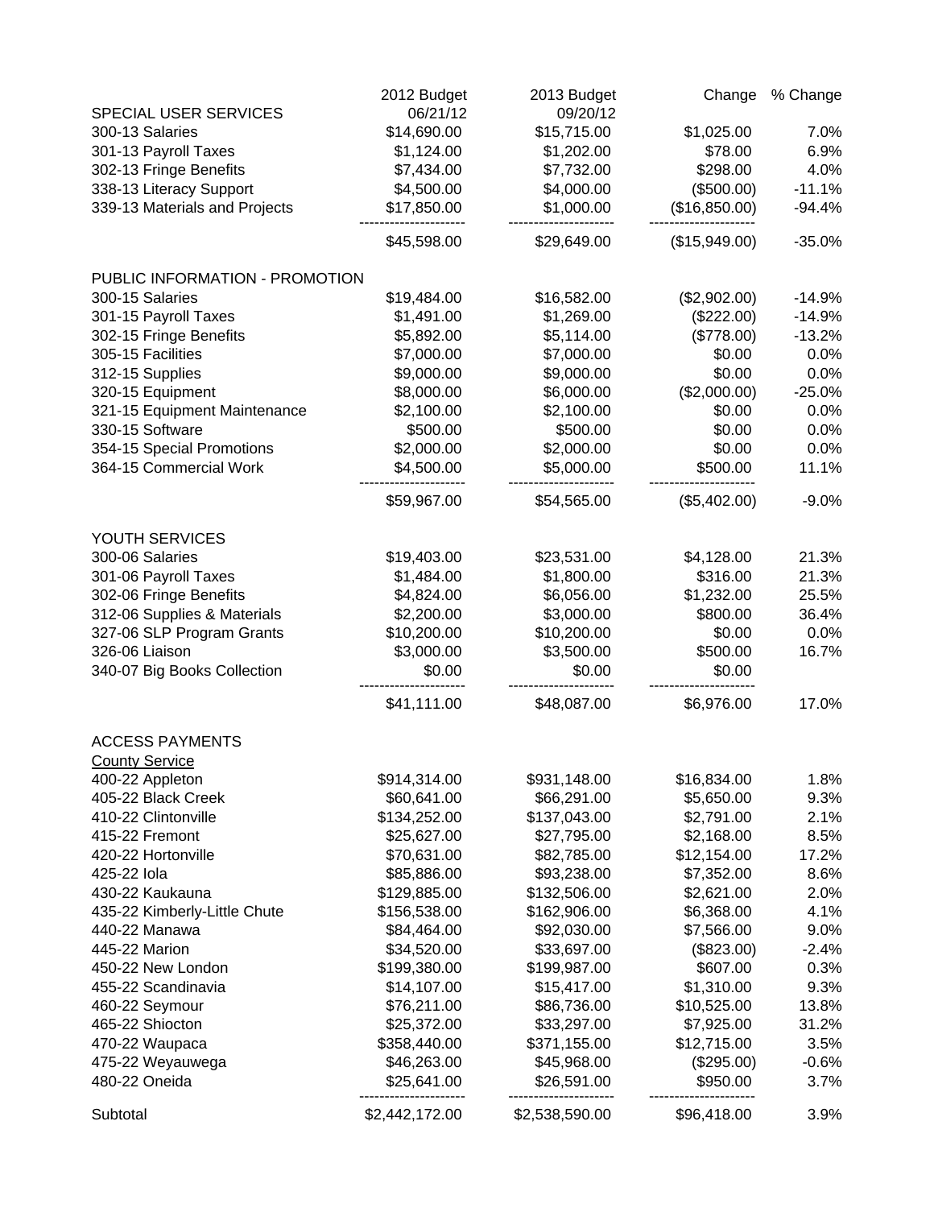| | 2012 Budget | 2013 Budget | Change | % Change |
|---|---|---|---|---|
| SPECIAL USER SERVICES | 06/21/12 | 09/20/12 | | |
| 300-13 Salaries | $14,690.00 | $15,715.00 | $1,025.00 | 7.0% |
| 301-13 Payroll Taxes | $1,124.00 | $1,202.00 | $78.00 | 6.9% |
| 302-13 Fringe Benefits | $7,434.00 | $7,732.00 | $298.00 | 4.0% |
| 338-13 Literacy Support | $4,500.00 | $4,000.00 | ($500.00) | -11.1% |
| 339-13 Materials and Projects | $17,850.00 | $1,000.00 | ($16,850.00) | -94.4% |
| | $45,598.00 | $29,649.00 | ($15,949.00) | -35.0% |
| | | | | |
| PUBLIC INFORMATION - PROMOTION | | | | |
| 300-15 Salaries | $19,484.00 | $16,582.00 | ($2,902.00) | -14.9% |
| 301-15 Payroll Taxes | $1,491.00 | $1,269.00 | ($222.00) | -14.9% |
| 302-15 Fringe Benefits | $5,892.00 | $5,114.00 | ($778.00) | -13.2% |
| 305-15 Facilities | $7,000.00 | $7,000.00 | $0.00 | 0.0% |
| 312-15 Supplies | $9,000.00 | $9,000.00 | $0.00 | 0.0% |
| 320-15 Equipment | $8,000.00 | $6,000.00 | ($2,000.00) | -25.0% |
| 321-15 Equipment Maintenance | $2,100.00 | $2,100.00 | $0.00 | 0.0% |
| 330-15 Software | $500.00 | $500.00 | $0.00 | 0.0% |
| 354-15 Special Promotions | $2,000.00 | $2,000.00 | $0.00 | 0.0% |
| 364-15 Commercial Work | $4,500.00 | $5,000.00 | $500.00 | 11.1% |
| | $59,967.00 | $54,565.00 | ($5,402.00) | -9.0% |
| | | | | |
| YOUTH SERVICES | | | | |
| 300-06 Salaries | $19,403.00 | $23,531.00 | $4,128.00 | 21.3% |
| 301-06 Payroll Taxes | $1,484.00 | $1,800.00 | $316.00 | 21.3% |
| 302-06 Fringe Benefits | $4,824.00 | $6,056.00 | $1,232.00 | 25.5% |
| 312-06 Supplies & Materials | $2,200.00 | $3,000.00 | $800.00 | 36.4% |
| 327-06 SLP Program Grants | $10,200.00 | $10,200.00 | $0.00 | 0.0% |
| 326-06 Liaison | $3,000.00 | $3,500.00 | $500.00 | 16.7% |
| 340-07 Big Books Collection | $0.00 | $0.00 | $0.00 | |
| | $41,111.00 | $48,087.00 | $6,976.00 | 17.0% |
| | | | | |
| ACCESS PAYMENTS | | | | |
| County Service | | | | |
| 400-22 Appleton | $914,314.00 | $931,148.00 | $16,834.00 | 1.8% |
| 405-22 Black Creek | $60,641.00 | $66,291.00 | $5,650.00 | 9.3% |
| 410-22 Clintonville | $134,252.00 | $137,043.00 | $2,791.00 | 2.1% |
| 415-22 Fremont | $25,627.00 | $27,795.00 | $2,168.00 | 8.5% |
| 420-22 Hortonville | $70,631.00 | $82,785.00 | $12,154.00 | 17.2% |
| 425-22 Iola | $85,886.00 | $93,238.00 | $7,352.00 | 8.6% |
| 430-22 Kaukauna | $129,885.00 | $132,506.00 | $2,621.00 | 2.0% |
| 435-22 Kimberly-Little Chute | $156,538.00 | $162,906.00 | $6,368.00 | 4.1% |
| 440-22 Manawa | $84,464.00 | $92,030.00 | $7,566.00 | 9.0% |
| 445-22 Marion | $34,520.00 | $33,697.00 | ($823.00) | -2.4% |
| 450-22 New London | $199,380.00 | $199,987.00 | $607.00 | 0.3% |
| 455-22 Scandinavia | $14,107.00 | $15,417.00 | $1,310.00 | 9.3% |
| 460-22 Seymour | $76,211.00 | $86,736.00 | $10,525.00 | 13.8% |
| 465-22 Shiocton | $25,372.00 | $33,297.00 | $7,925.00 | 31.2% |
| 470-22 Waupaca | $358,440.00 | $371,155.00 | $12,715.00 | 3.5% |
| 475-22 Weyauwega | $46,263.00 | $45,968.00 | ($295.00) | -0.6% |
| 480-22 Oneida | $25,641.00 | $26,591.00 | $950.00 | 3.7% |
| Subtotal | $2,442,172.00 | $2,538,590.00 | $96,418.00 | 3.9% |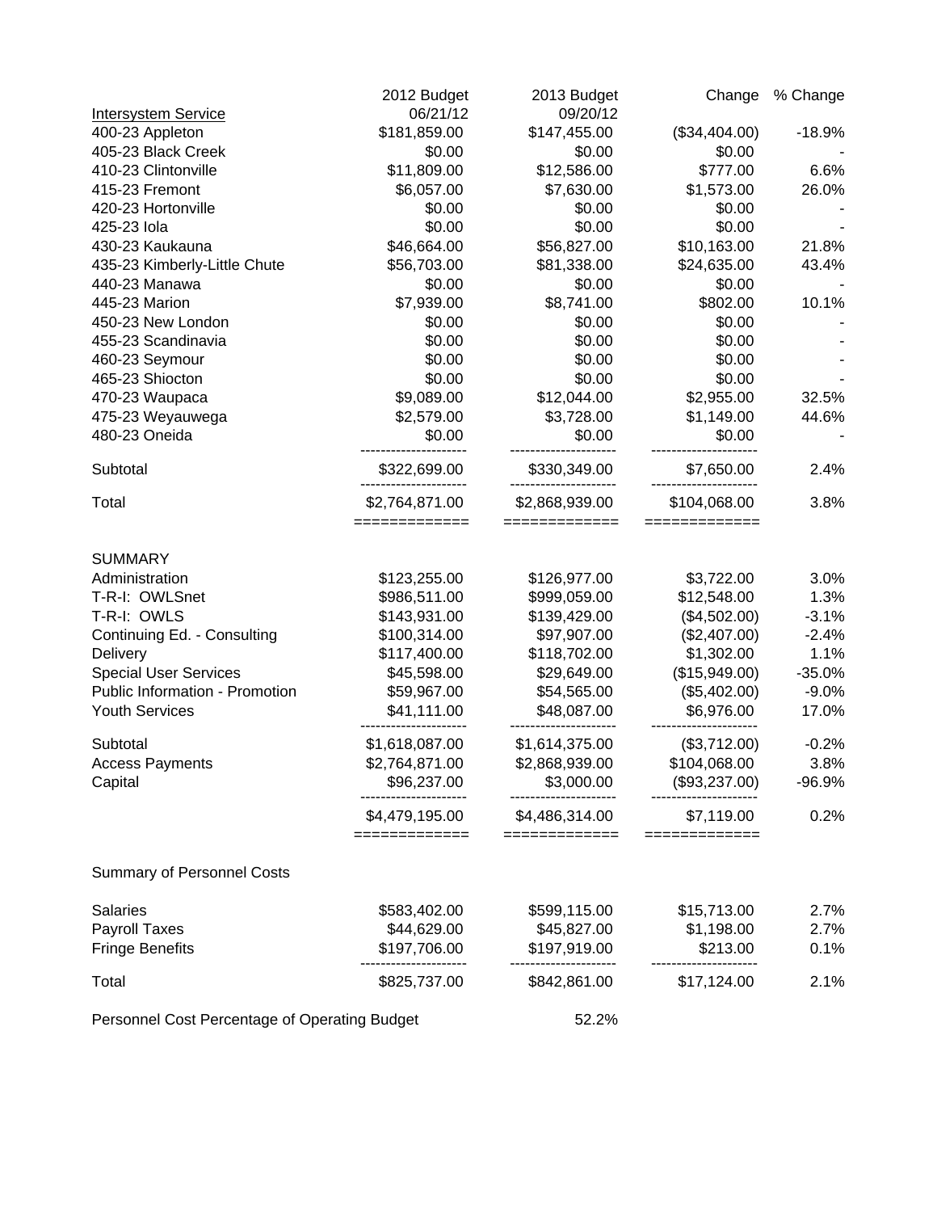| | 2012 Budget 06/21/12 | 2013 Budget 09/20/12 | Change | % Change |
|---|---|---|---|---|
| Intersystem Service | | | | |
| 400-23 Appleton | $181,859.00 | $147,455.00 | ($34,404.00) | -18.9% |
| 405-23 Black Creek | $0.00 | $0.00 | $0.00 | - |
| 410-23 Clintonville | $11,809.00 | $12,586.00 | $777.00 | 6.6% |
| 415-23 Fremont | $6,057.00 | $7,630.00 | $1,573.00 | 26.0% |
| 420-23 Hortonville | $0.00 | $0.00 | $0.00 | - |
| 425-23 Iola | $0.00 | $0.00 | $0.00 | - |
| 430-23 Kaukauna | $46,664.00 | $56,827.00 | $10,163.00 | 21.8% |
| 435-23 Kimberly-Little Chute | $56,703.00 | $81,338.00 | $24,635.00 | 43.4% |
| 440-23 Manawa | $0.00 | $0.00 | $0.00 | - |
| 445-23 Marion | $7,939.00 | $8,741.00 | $802.00 | 10.1% |
| 450-23 New London | $0.00 | $0.00 | $0.00 | - |
| 455-23 Scandinavia | $0.00 | $0.00 | $0.00 | - |
| 460-23 Seymour | $0.00 | $0.00 | $0.00 | - |
| 465-23 Shiocton | $0.00 | $0.00 | $0.00 | - |
| 470-23 Waupaca | $9,089.00 | $12,044.00 | $2,955.00 | 32.5% |
| 475-23 Weyauwega | $2,579.00 | $3,728.00 | $1,149.00 | 44.6% |
| 480-23 Oneida | $0.00 | $0.00 | $0.00 | - |
| Subtotal | $322,699.00 | $330,349.00 | $7,650.00 | 2.4% |
| Total | $2,764,871.00 | $2,868,939.00 | $104,068.00 | 3.8% |

| SUMMARY | | | | |
|---|---|---|---|---|
| Administration | $123,255.00 | $126,977.00 | $3,722.00 | 3.0% |
| T-R-I: OWLSnet | $986,511.00 | $999,059.00 | $12,548.00 | 1.3% |
| T-R-I: OWLS | $143,931.00 | $139,429.00 | ($4,502.00) | -3.1% |
| Continuing Ed. - Consulting | $100,314.00 | $97,907.00 | ($2,407.00) | -2.4% |
| Delivery | $117,400.00 | $118,702.00 | $1,302.00 | 1.1% |
| Special User Services | $45,598.00 | $29,649.00 | ($15,949.00) | -35.0% |
| Public Information - Promotion | $59,967.00 | $54,565.00 | ($5,402.00) | -9.0% |
| Youth Services | $41,111.00 | $48,087.00 | $6,976.00 | 17.0% |
| Subtotal | $1,618,087.00 | $1,614,375.00 | ($3,712.00) | -0.2% |
| Access Payments | $2,764,871.00 | $2,868,939.00 | $104,068.00 | 3.8% |
| Capital | $96,237.00 | $3,000.00 | ($93,237.00) | -96.9% |
| | $4,479,195.00 | $4,486,314.00 | $7,119.00 | 0.2% |

Summary of Personnel Costs

| | | | | |
|---|---|---|---|---|
| Salaries | $583,402.00 | $599,115.00 | $15,713.00 | 2.7% |
| Payroll Taxes | $44,629.00 | $45,827.00 | $1,198.00 | 2.7% |
| Fringe Benefits | $197,706.00 | $197,919.00 | $213.00 | 0.1% |
| Total | $825,737.00 | $842,861.00 | $17,124.00 | 2.1% |

Personnel Cost Percentage of Operating Budget 52.2%